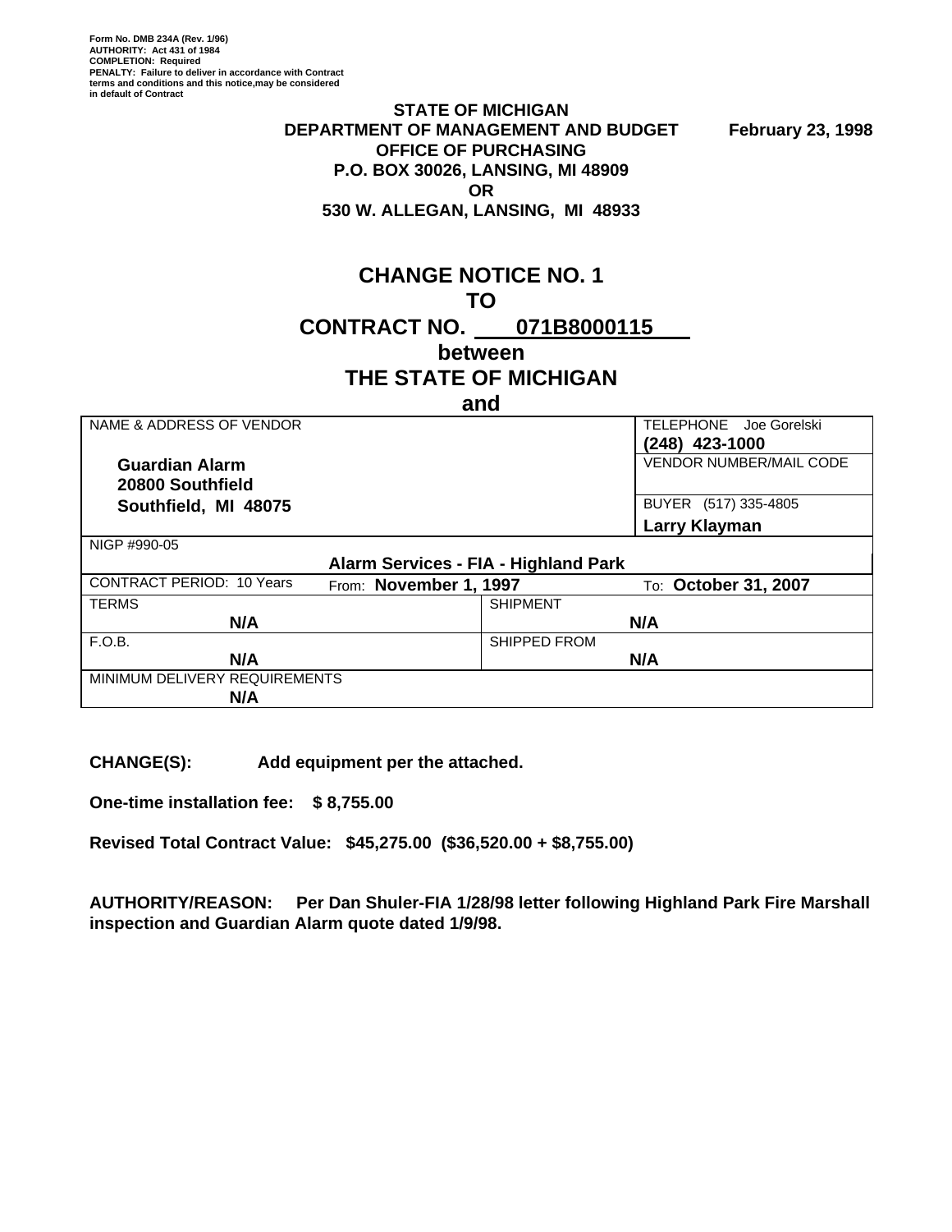Form No. DMB 234A (Rev. 1/96)
AUTHORITY: Act 431 of 1984
COMPLETION: Required
PENALTY: Failure to deliver in accordance with Contract terms and conditions and this notice,may be considered in default of Contract

**STATE OF MICHIGAN**
**DEPARTMENT OF MANAGEMENT AND BUDGET** **February 23, 1998**
**OFFICE OF PURCHASING**
**P.O. BOX 30026, LANSING, MI 48909**
**OR**
**530 W. ALLEGAN, LANSING, MI 48933**

# CHANGE NOTICE NO. 1
# TO
# CONTRACT NO. 071B8000115
# between
# THE STATE OF MICHIGAN
# and

| NAME & ADDRESS OF VENDOR | | TELEPHONE Joe Gorelski **(248) 423-1000** |
|---|---|---|
| **Guardian Alarm** **20800 Southfield** **Southfield, MI 48075** | | VENDOR NUMBER/MAIL CODE |
| | | BUYER (517) 335-4805 **Larry Klayman** |
| NIGP #990-05 **Alarm Services - FIA - Highland Park** | | |
| CONTRACT PERIOD: 10 Years | From: **November 1, 1997** | To: **October 31, 2007** |
| TERMS **N/A** | SHIPMENT **N/A** | |
| F.O.B. **N/A** | SHIPPED FROM **N/A** | |
| MINIMUM DELIVERY REQUIREMENTS **N/A** | | |

**CHANGE(S):** **Add equipment per the attached.**

**One-time installation fee: $ 8,755.00**

**Revised Total Contract Value: $45,275.00 ($36,520.00 + $8,755.00)**

**AUTHORITY/REASON: Per Dan Shuler-FIA 1/28/98 letter following Highland Park Fire Marshall inspection and Guardian Alarm quote dated 1/9/98.**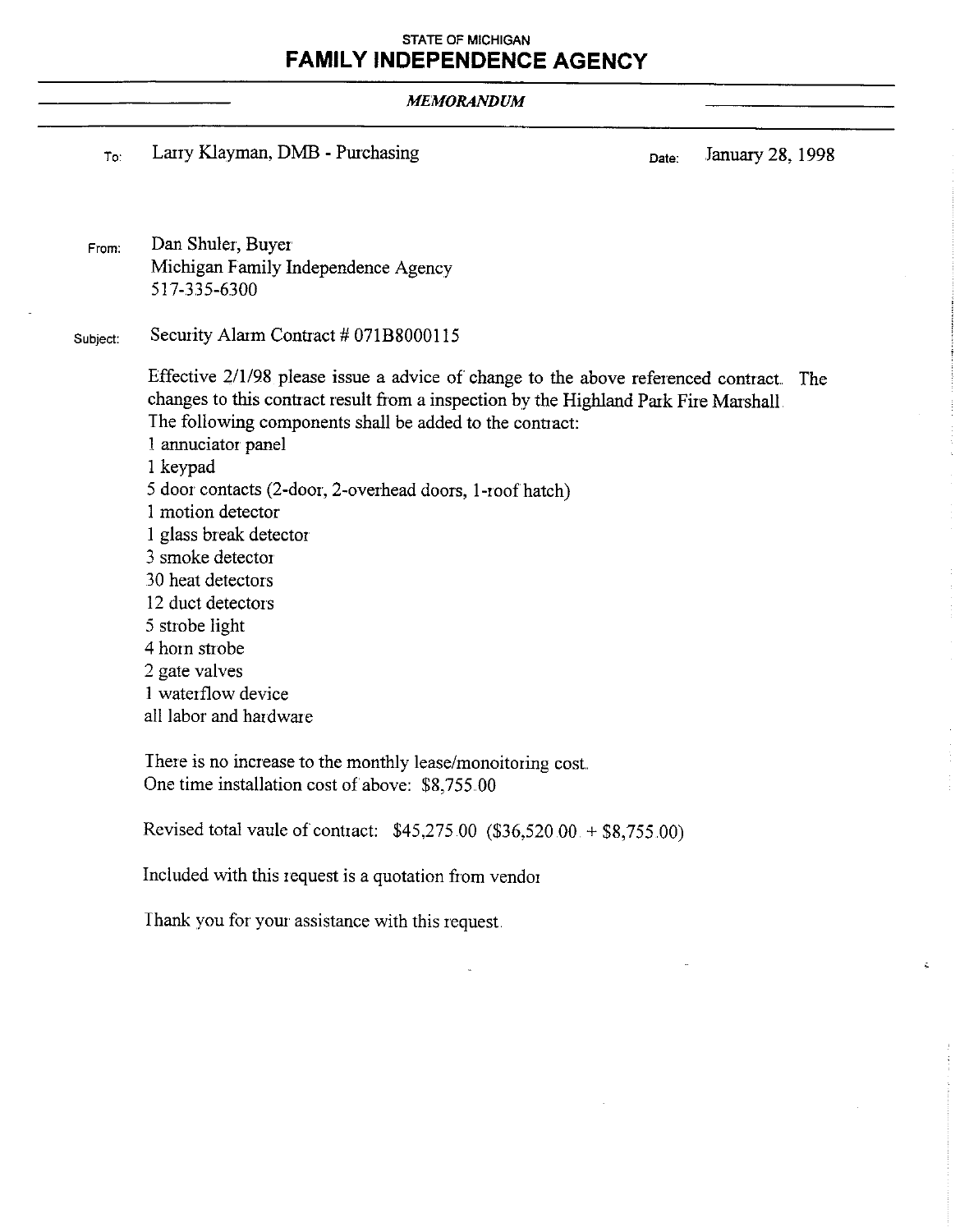STATE OF MICHIGAN

# FAMILY INDEPENDENCE AGENCY

***MEMORANDUM***

To: Larry Klayman, DMB - Purchasing

Date: January 28, 1998

From: Dan Shuler, Buyer
Michigan Family Independence Agency
517-335-6300

Subject: Security Alarm Contract # 071B8000115

Effective 2/1/98 please issue a advice of change to the above referenced contract. The changes to this contract result from a inspection by the Highland Park Fire Marshall.
The following components shall be added to the contract:
1 annuciator panel
1 keypad
5 door contacts (2-door, 2-overhead doors, 1-roof hatch)
1 motion detector
1 glass break detector
3 smoke detector
30 heat detectors
12 duct detectors
5 strobe light
4 horn strobe
2 gate valves
1 waterflow device
all labor and hardware

There is no increase to the monthly lease/monoitoring cost.
One time installation cost of above: $8,755.00

Revised total vaule of contract: $45,275.00 ($36,520.00 + $8,755.00)

Included with this request is a quotation from vendor

Thank you for your assistance with this request.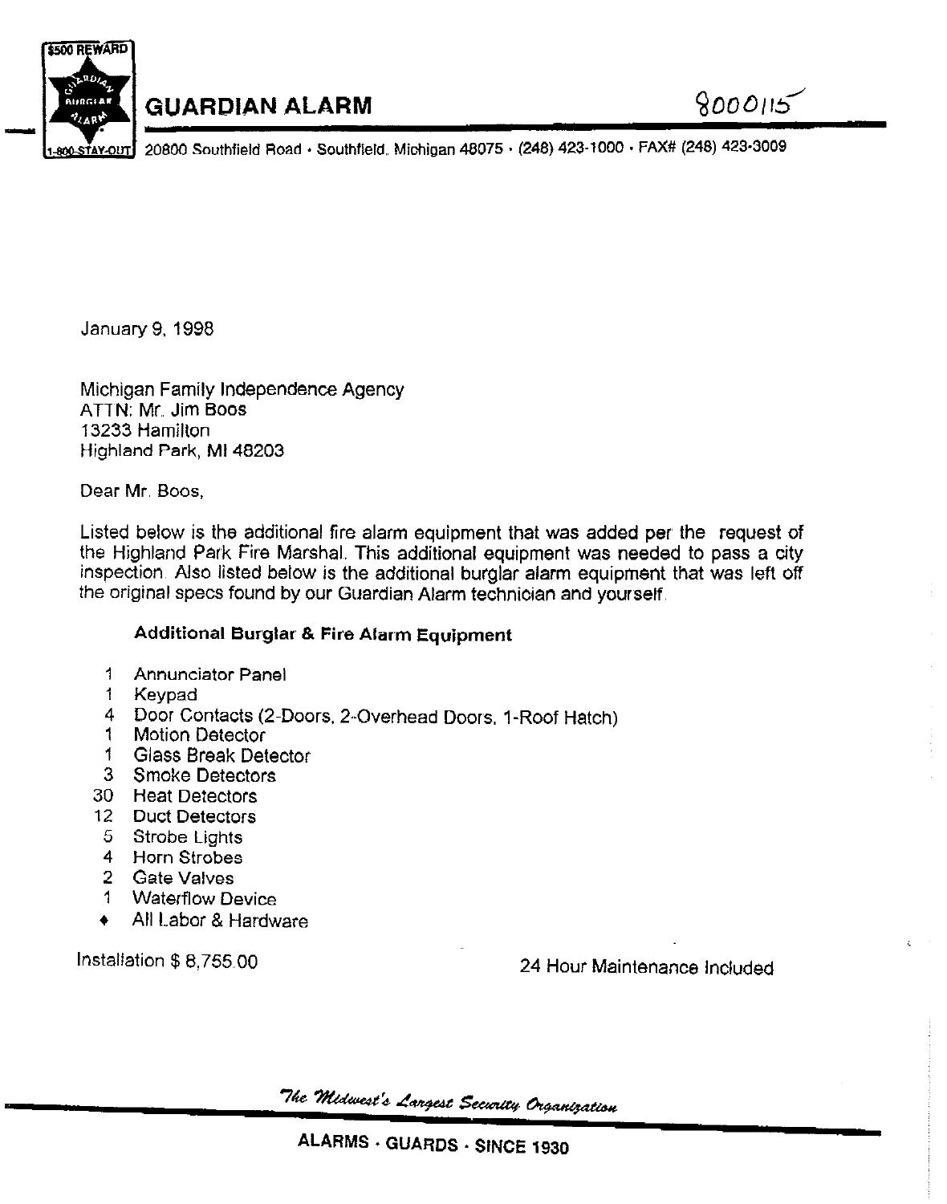$500 REWARD

GUARDIAN BURGLAR ALARM

1-800-STAY-OUT

# GUARDIAN ALARM

8000115

20800 Southfield Road · Southfield, Michigan 48075 · (248) 423-1000 · FAX# (248) 423-3009

January 9, 1998

Michigan Family Independence Agency
ATTN: Mr. Jim Boos
13233 Hamilton
Highland Park, MI 48203

Dear Mr. Boos,

Listed below is the additional fire alarm equipment that was added per the request of the Highland Park Fire Marshal. This additional equipment was needed to pass a city inspection. Also listed below is the additional burglar alarm equipment that was left off the original specs found by our Guardian Alarm technician and yourself.

**Additional Burglar & Fire Alarm Equipment**

- 1 Annunciator Panel
- 1 Keypad
- 4 Door Contacts (2-Doors, 2-Overhead Doors, 1-Roof Hatch)
- 1 Motion Detector
- 1 Glass Break Detector
- 3 Smoke Detectors
- 30 Heat Detectors
- 12 Duct Detectors
- 5 Strobe Lights
- 4 Horn Strobes
- 2 Gate Valves
- 1 Waterflow Device
- ♦ All Labor & Hardware

Installation $ 8,755.00

24 Hour Maintenance Included

*The Midwest's Largest Security Organization*

**ALARMS · GUARDS · SINCE 1930**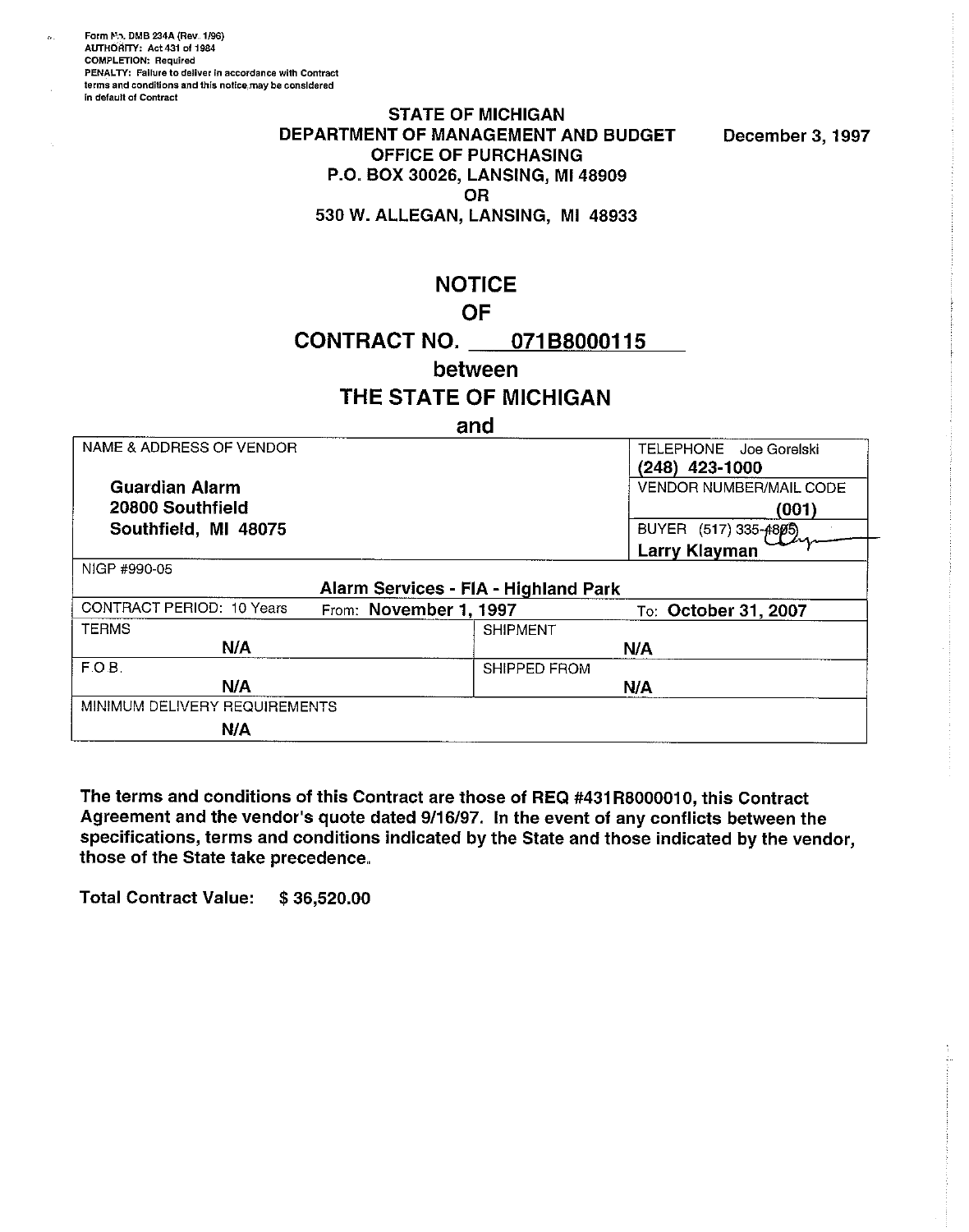Form No. DMB 234A (Rev. 1/96)
AUTHORITY: Act 431 of 1984
COMPLETION: Required
PENALTY: Failure to deliver in accordance with Contract terms and conditions and this notice may be considered in default of Contract

**STATE OF MICHIGAN**
**DEPARTMENT OF MANAGEMENT AND BUDGET**
**OFFICE OF PURCHASING**
**P.O. BOX 30026, LANSING, MI 48909**
**OR**
**530 W. ALLEGAN, LANSING, MI 48933**

**December 3, 1997**

# NOTICE
# OF
# CONTRACT NO. 071B8000115
## between
# THE STATE OF MICHIGAN
## and

| NAME & ADDRESS OF VENDOR | | TELEPHONE Joe Gorelski **(248) 423-1000** |
|---|---|---|
| **Guardian Alarm** **20800 Southfield** **Southfield, MI 48075** | | VENDOR NUMBER/MAIL CODE **(001)** |
| | | BUYER (517) 335-4805 **Larry Klayman** |
| NIGP #990-05 **Alarm Services - FIA - Highland Park** | | |
| CONTRACT PERIOD: 10 Years | From: **November 1, 1997** | To: **October 31, 2007** |
| TERMS **N/A** | SHIPMENT **N/A** | |
| F.O.B. **N/A** | SHIPPED FROM **N/A** | |
| MINIMUM DELIVERY REQUIREMENTS **N/A** | | |

**The terms and conditions of this Contract are those of REQ #431R8000010, this Contract Agreement and the vendor's quote dated 9/16/97. In the event of any conflicts between the specifications, terms and conditions indicated by the State and those indicated by the vendor, those of the State take precedence.**

**Total Contract Value: $ 36,520.00**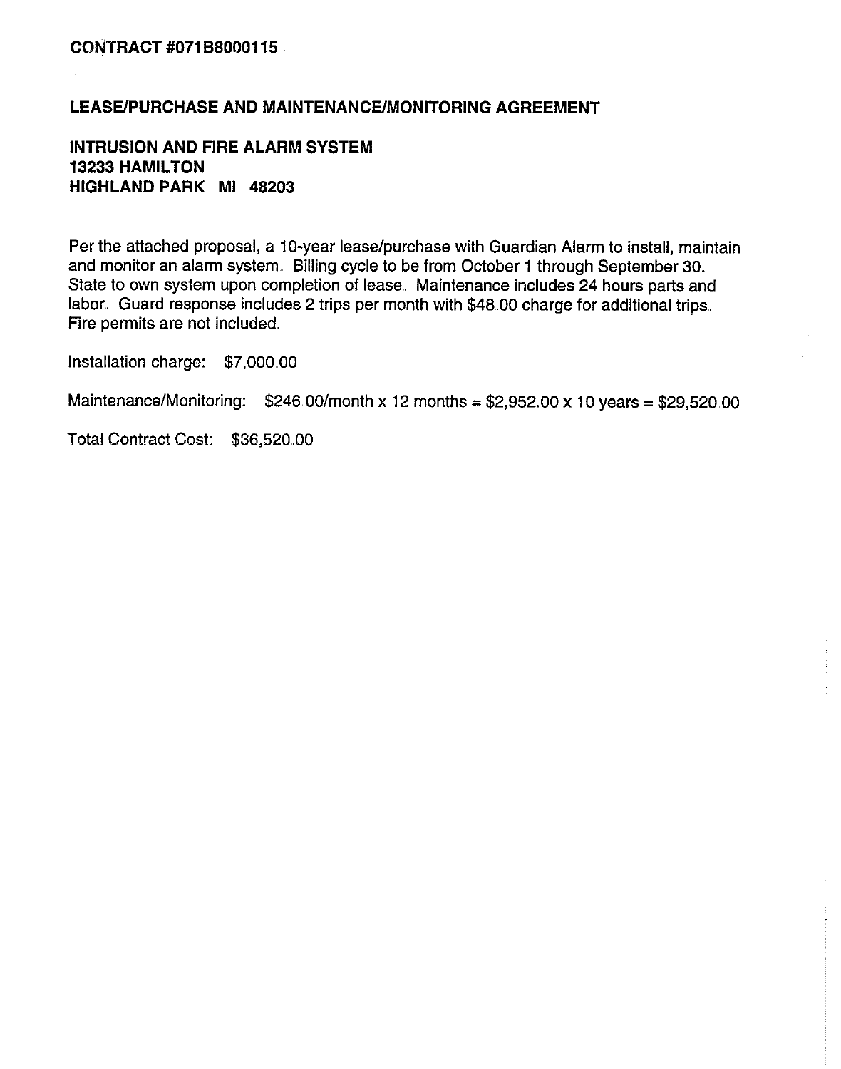**CONTRACT #071B8000115**

**LEASE/PURCHASE AND MAINTENANCE/MONITORING AGREEMENT**

**INTRUSION AND FIRE ALARM SYSTEM**
**13233 HAMILTON**
**HIGHLAND PARK MI 48203**

Per the attached proposal, a 10-year lease/purchase with Guardian Alarm to install, maintain and monitor an alarm system. Billing cycle to be from October 1 through September 30. State to own system upon completion of lease. Maintenance includes 24 hours parts and labor. Guard response includes 2 trips per month with $48.00 charge for additional trips. Fire permits are not included.

Installation charge: $7,000.00

Maintenance/Monitoring: $246.00/month x 12 months = $2,952.00 x 10 years = $29,520.00

Total Contract Cost: $36,520.00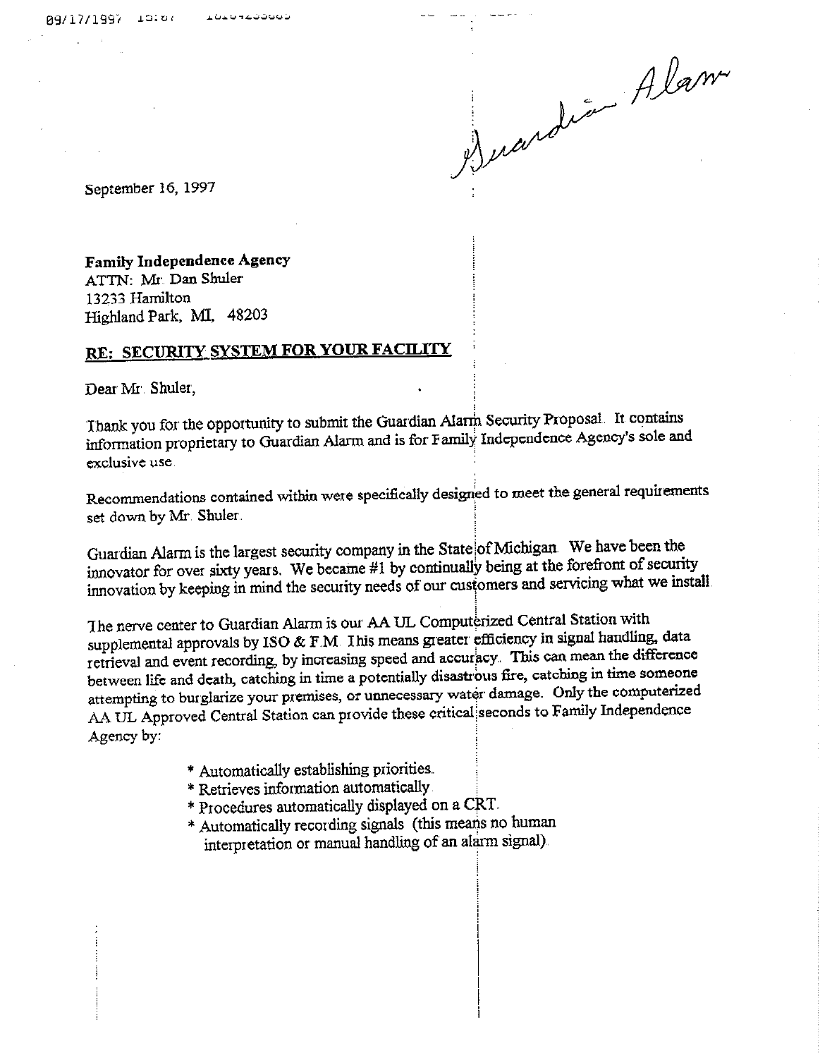*Guardian Alarm*

September 16, 1997

**Family Independence Agency**
ATTN: Mr. Dan Shuler
13233 Hamilton
Highland Park, MI, 48203

## RE: SECURITY SYSTEM FOR YOUR FACILITY

Dear Mr. Shuler,

Thank you for the opportunity to submit the Guardian Alarm Security Proposal. It contains information proprietary to Guardian Alarm and is for Family Independence Agency's sole and exclusive use.

Recommendations contained within were specifically designed to meet the general requirements set down by Mr. Shuler.

Guardian Alarm is the largest security company in the State of Michigan. We have been the innovator for over sixty years. We became #1 by continually being at the forefront of security innovation by keeping in mind the security needs of our customers and servicing what we install.

The nerve center to Guardian Alarm is our AA UL Computerized Central Station with supplemental approvals by ISO & F.M. This means greater efficiency in signal handling, data retrieval and event recording, by increasing speed and accuracy. This can mean the difference between life and death, catching in time a potentially disastrous fire, catching in time someone attempting to burglarize your premises, or unnecessary water damage. Only the computerized AA UL Approved Central Station can provide these critical seconds to Family Independence Agency by:

* Automatically establishing priorities.
* Retrieves information automatically.
* Procedures automatically displayed on a CRT.
* Automatically recording signals (this means no human interpretation or manual handling of an alarm signal).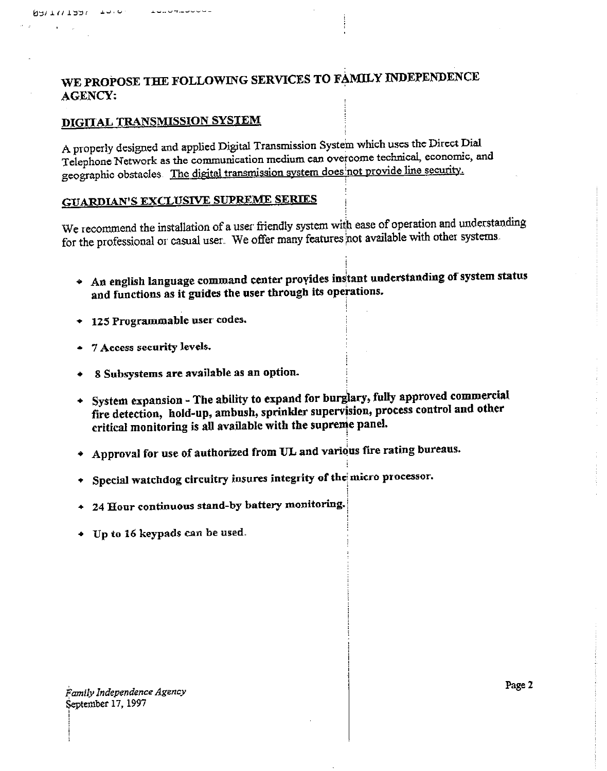## WE PROPOSE THE FOLLOWING SERVICES TO FAMILY INDEPENDENCE AGENCY:

### DIGITAL TRANSMISSION SYSTEM

A properly designed and applied Digital Transmission System which uses the Direct Dial Telephone Network as the communication medium can overcome technical, economic, and geographic obstacles. The digital transmission system does not provide line security.

### GUARDIAN'S EXCLUSIVE SUPREME SERIES

We recommend the installation of a user friendly system with ease of operation and understanding for the professional or casual user. We offer many features not available with other systems.

- **An english language command center provides instant understanding of system status and functions as it guides the user through its operations.**
- **125 Programmable user codes.**
- **7 Access security levels.**
- **8 Subsystems are available as an option.**
- **System expansion - The ability to expand for burglary, fully approved commercial fire detection, hold-up, ambush, sprinkler supervision, process control and other critical monitoring is all available with the supreme panel.**
- **Approval for use of authorized from UL and various fire rating bureaus.**
- **Special watchdog circuitry insures integrity of the micro processor.**
- **24 Hour continuous stand-by battery monitoring.**
- **Up to 16 keypads can be used.**

*Family Independence Agency*
September 17, 1997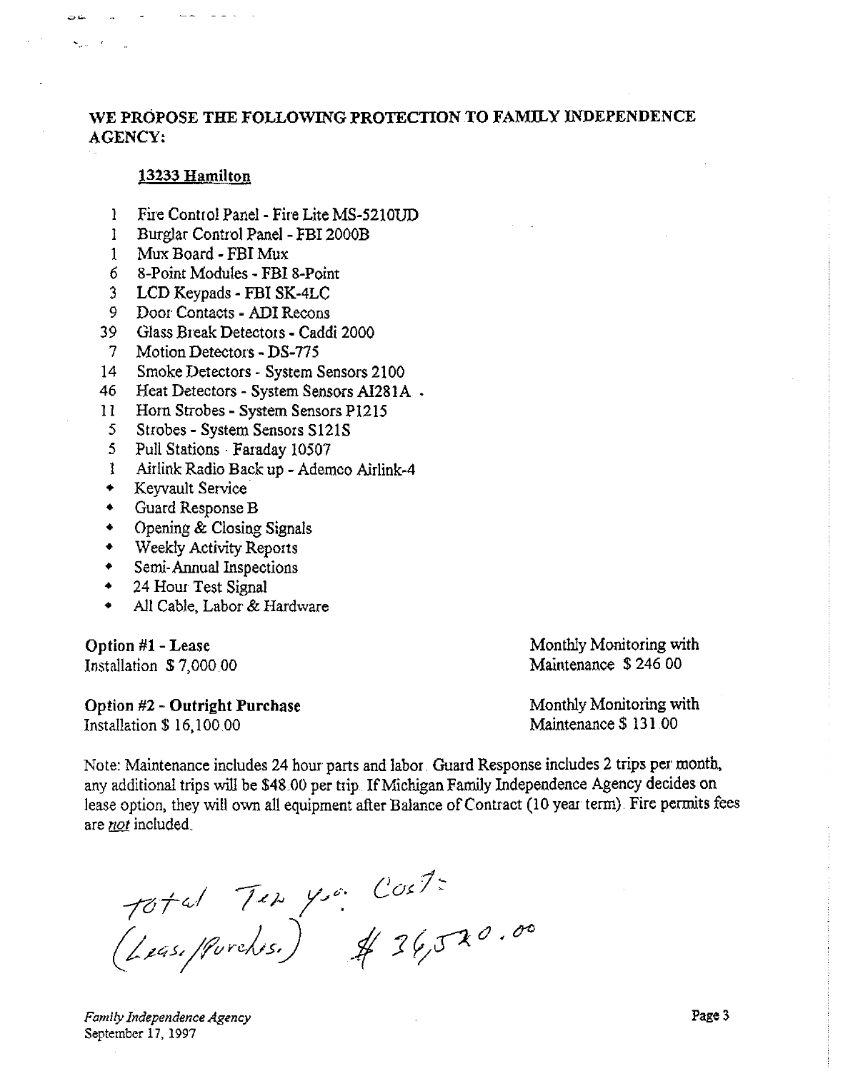**WE PROPOSE THE FOLLOWING PROTECTION TO FAMILY INDEPENDENCE AGENCY:**

**13233 Hamilton**

- 1 Fire Control Panel - Fire Lite MS-5210UD
- 1 Burglar Control Panel - FBI 2000B
- 1 Mux Board - FBI Mux
- 6 8-Point Modules - FBI 8-Point
- 3 LCD Keypads - FBI SK-4LC
- 9 Door Contacts - ADI Recons
- 39 Glass Break Detectors - Caddi 2000
- 7 Motion Detectors - DS-775
- 14 Smoke Detectors - System Sensors 2100
- 46 Heat Detectors - System Sensors AI281A .
- 11 Horn Strobes - System Sensors P1215
- 5 Strobes - System Sensors S121S
- 5 Pull Stations - Faraday 10507
- 1 Airlink Radio Back up - Ademco Airlink-4
- Keyvault Service
- Guard Response B
- Opening & Closing Signals
- Weekly Activity Reports
- Semi-Annual Inspections
- 24 Hour Test Signal
- All Cable, Labor & Hardware

**Option #1 - Lease**
Installation $ 7,000.00

Monthly Monitoring with Maintenance $ 246.00

**Option #2 - Outright Purchase**
Installation $ 16,100.00

Monthly Monitoring with Maintenance $ 131.00

Note: Maintenance includes 24 hour parts and labor. Guard Response includes 2 trips per month, any additional trips will be $48.00 per trip. If Michigan Family Independence Agency decides on lease option, they will own all equipment after Balance of Contract (10 year term). Fire permits fees are *not* included.

total Ten yr. Cost:
(Lease/Purchase) $ 36,520.00

*Family Independence Agency*
September 17, 1997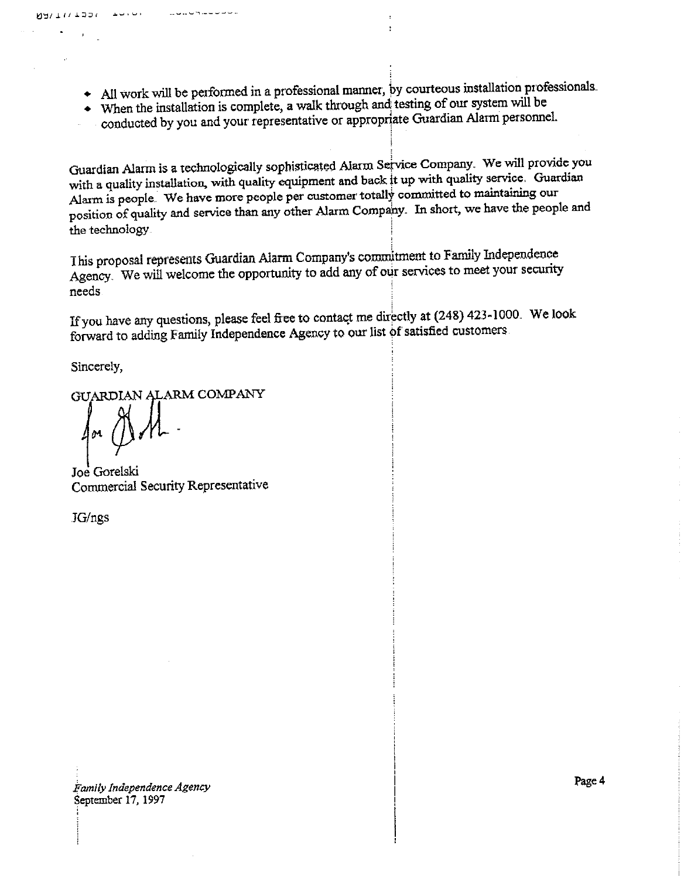- All work will be performed in a professional manner, by courteous installation professionals.
- When the installation is complete, a walk through and testing of our system will be conducted by you and your representative or appropriate Guardian Alarm personnel.

Guardian Alarm is a technologically sophisticated Alarm Service Company. We will provide you with a quality installation, with quality equipment and back it up with quality service. Guardian Alarm is people. We have more people per customer totally committed to maintaining our position of quality and service than any other Alarm Company. In short, we have the people and the technology.

This proposal represents Guardian Alarm Company's commitment to Family Independence Agency. We will welcome the opportunity to add any of our services to meet your security needs

If you have any questions, please feel free to contact me directly at (248) 423-1000. We look forward to adding Family Independence Agency to our list of satisfied customers.

Sincerely,

GUARDIAN ALARM COMPANY

Joe Gorelski
Commercial Security Representative

JG/ngs

*Family Independence Agency*
September 17, 1997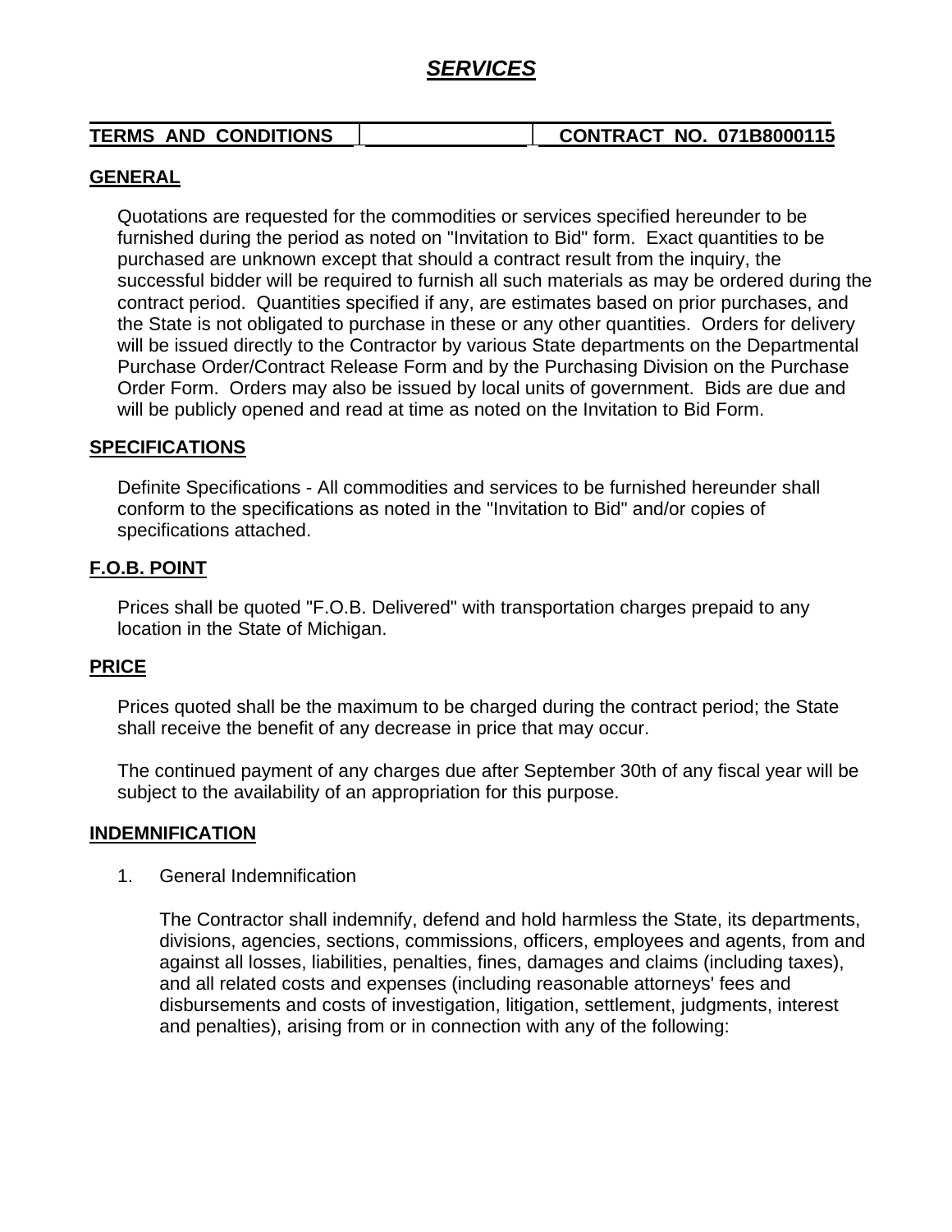# *SERVICES*

| TERMS AND CONDITIONS | | CONTRACT NO. 071B8000115 |
|---|---|---|

## GENERAL

Quotations are requested for the commodities or services specified hereunder to be furnished during the period as noted on "Invitation to Bid" form. Exact quantities to be purchased are unknown except that should a contract result from the inquiry, the successful bidder will be required to furnish all such materials as may be ordered during the contract period. Quantities specified if any, are estimates based on prior purchases, and the State is not obligated to purchase in these or any other quantities. Orders for delivery will be issued directly to the Contractor by various State departments on the Departmental Purchase Order/Contract Release Form and by the Purchasing Division on the Purchase Order Form. Orders may also be issued by local units of government. Bids are due and will be publicly opened and read at time as noted on the Invitation to Bid Form.

## SPECIFICATIONS

Definite Specifications - All commodities and services to be furnished hereunder shall conform to the specifications as noted in the "Invitation to Bid" and/or copies of specifications attached.

## F.O.B. POINT

Prices shall be quoted "F.O.B. Delivered" with transportation charges prepaid to any location in the State of Michigan.

## PRICE

Prices quoted shall be the maximum to be charged during the contract period; the State shall receive the benefit of any decrease in price that may occur.

The continued payment of any charges due after September 30th of any fiscal year will be subject to the availability of an appropriation for this purpose.

## INDEMNIFICATION

1. General Indemnification

   The Contractor shall indemnify, defend and hold harmless the State, its departments, divisions, agencies, sections, commissions, officers, employees and agents, from and against all losses, liabilities, penalties, fines, damages and claims (including taxes), and all related costs and expenses (including reasonable attorneys' fees and disbursements and costs of investigation, litigation, settlement, judgments, interest and penalties), arising from or in connection with any of the following: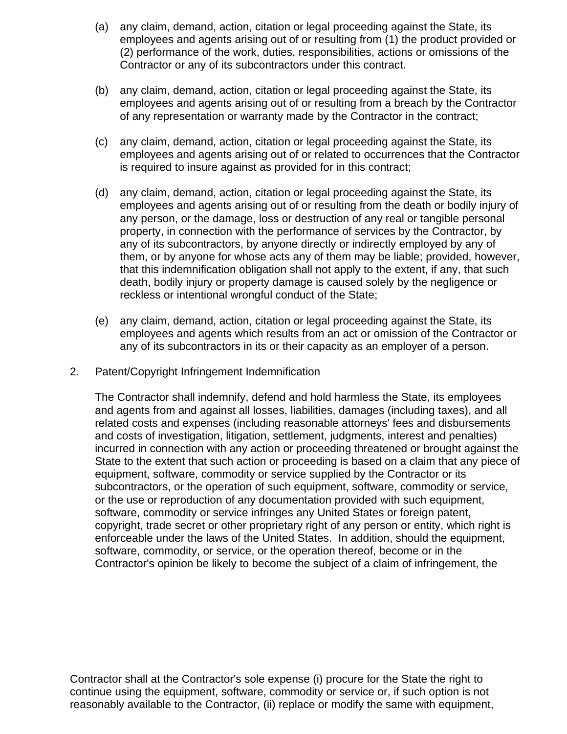(a) any claim, demand, action, citation or legal proceeding against the State, its employees and agents arising out of or resulting from (1) the product provided or (2) performance of the work, duties, responsibilities, actions or omissions of the Contractor or any of its subcontractors under this contract.

(b) any claim, demand, action, citation or legal proceeding against the State, its employees and agents arising out of or resulting from a breach by the Contractor of any representation or warranty made by the Contractor in the contract;

(c) any claim, demand, action, citation or legal proceeding against the State, its employees and agents arising out of or related to occurrences that the Contractor is required to insure against as provided for in this contract;

(d) any claim, demand, action, citation or legal proceeding against the State, its employees and agents arising out of or resulting from the death or bodily injury of any person, or the damage, loss or destruction of any real or tangible personal property, in connection with the performance of services by the Contractor, by any of its subcontractors, by anyone directly or indirectly employed by any of them, or by anyone for whose acts any of them may be liable; provided, however, that this indemnification obligation shall not apply to the extent, if any, that such death, bodily injury or property damage is caused solely by the negligence or reckless or intentional wrongful conduct of the State;

(e) any claim, demand, action, citation or legal proceeding against the State, its employees and agents which results from an act or omission of the Contractor or any of its subcontractors in its or their capacity as an employer of a person.

2. Patent/Copyright Infringement Indemnification

The Contractor shall indemnify, defend and hold harmless the State, its employees and agents from and against all losses, liabilities, damages (including taxes), and all related costs and expenses (including reasonable attorneys' fees and disbursements and costs of investigation, litigation, settlement, judgments, interest and penalties) incurred in connection with any action or proceeding threatened or brought against the State to the extent that such action or proceeding is based on a claim that any piece of equipment, software, commodity or service supplied by the Contractor or its subcontractors, or the operation of such equipment, software, commodity or service, or the use or reproduction of any documentation provided with such equipment, software, commodity or service infringes any United States or foreign patent, copyright, trade secret or other proprietary right of any person or entity, which right is enforceable under the laws of the United States. In addition, should the equipment, software, commodity, or service, or the operation thereof, become or in the Contractor's opinion be likely to become the subject of a claim of infringement, the Contractor shall at the Contractor's sole expense (i) procure for the State the right to continue using the equipment, software, commodity or service or, if such option is not reasonably available to the Contractor, (ii) replace or modify the same with equipment,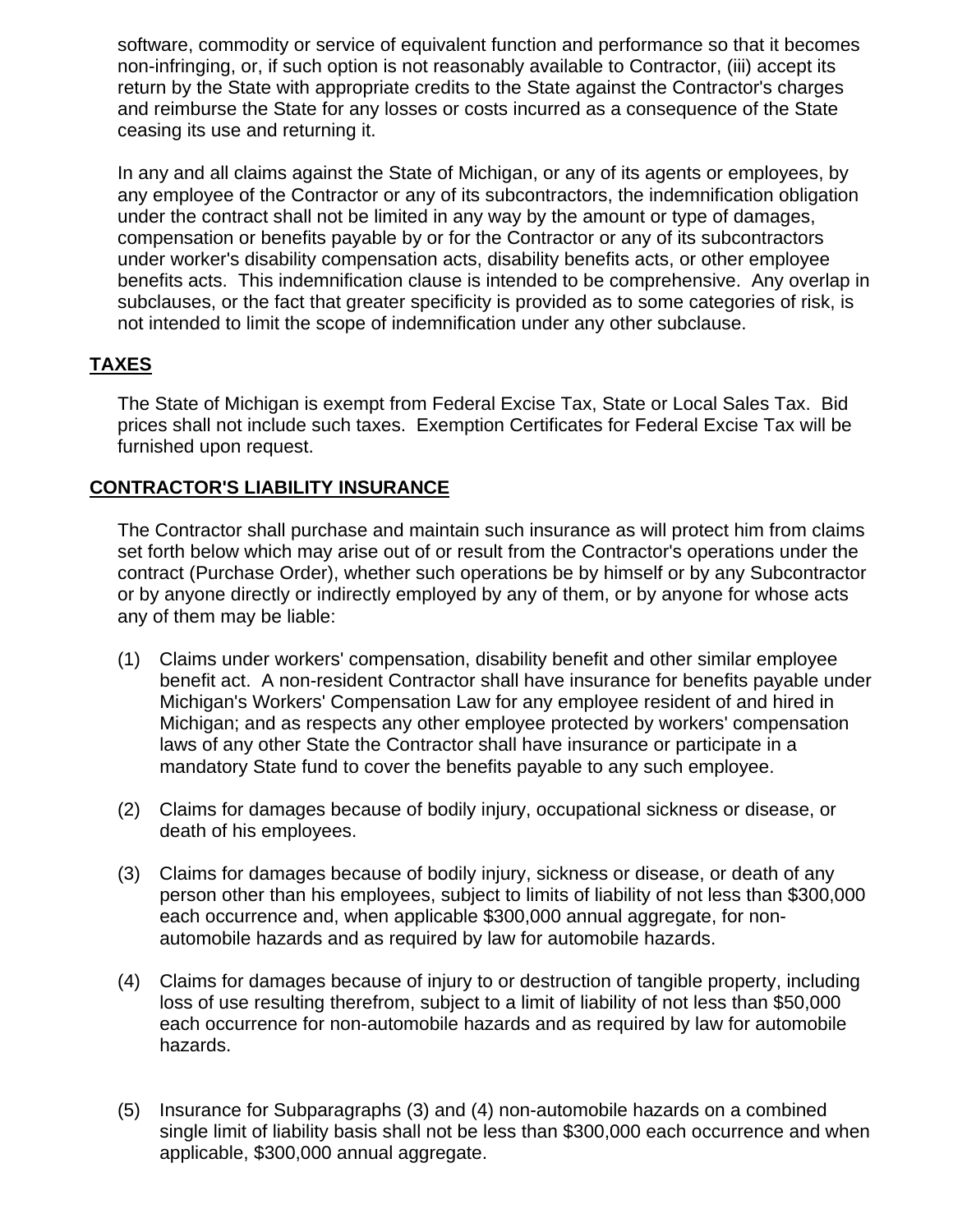software, commodity or service of equivalent function and performance so that it becomes non-infringing, or, if such option is not reasonably available to Contractor, (iii) accept its return by the State with appropriate credits to the State against the Contractor's charges and reimburse the State for any losses or costs incurred as a consequence of the State ceasing its use and returning it.

In any and all claims against the State of Michigan, or any of its agents or employees, by any employee of the Contractor or any of its subcontractors, the indemnification obligation under the contract shall not be limited in any way by the amount or type of damages, compensation or benefits payable by or for the Contractor or any of its subcontractors under worker's disability compensation acts, disability benefits acts, or other employee benefits acts. This indemnification clause is intended to be comprehensive. Any overlap in subclauses, or the fact that greater specificity is provided as to some categories of risk, is not intended to limit the scope of indemnification under any other subclause.

**TAXES**

The State of Michigan is exempt from Federal Excise Tax, State or Local Sales Tax. Bid prices shall not include such taxes. Exemption Certificates for Federal Excise Tax will be furnished upon request.

**CONTRACTOR'S LIABILITY INSURANCE**

The Contractor shall purchase and maintain such insurance as will protect him from claims set forth below which may arise out of or result from the Contractor's operations under the contract (Purchase Order), whether such operations be by himself or by any Subcontractor or by anyone directly or indirectly employed by any of them, or by anyone for whose acts any of them may be liable:

(1) Claims under workers' compensation, disability benefit and other similar employee benefit act. A non-resident Contractor shall have insurance for benefits payable under Michigan's Workers' Compensation Law for any employee resident of and hired in Michigan; and as respects any other employee protected by workers' compensation laws of any other State the Contractor shall have insurance or participate in a mandatory State fund to cover the benefits payable to any such employee.

(2) Claims for damages because of bodily injury, occupational sickness or disease, or death of his employees.

(3) Claims for damages because of bodily injury, sickness or disease, or death of any person other than his employees, subject to limits of liability of not less than $300,000 each occurrence and, when applicable $300,000 annual aggregate, for non-automobile hazards and as required by law for automobile hazards.

(4) Claims for damages because of injury to or destruction of tangible property, including loss of use resulting therefrom, subject to a limit of liability of not less than $50,000 each occurrence for non-automobile hazards and as required by law for automobile hazards.

(5) Insurance for Subparagraphs (3) and (4) non-automobile hazards on a combined single limit of liability basis shall not be less than $300,000 each occurrence and when applicable, $300,000 annual aggregate.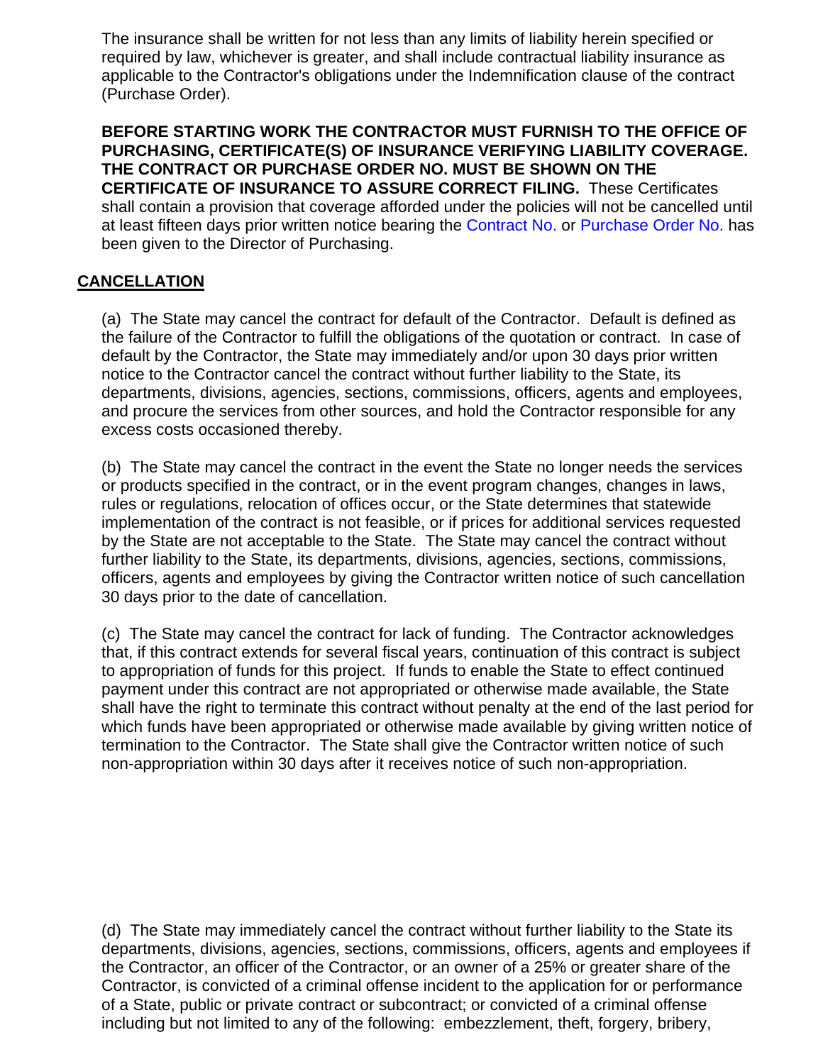The insurance shall be written for not less than any limits of liability herein specified or required by law, whichever is greater, and shall include contractual liability insurance as applicable to the Contractor's obligations under the Indemnification clause of the contract (Purchase Order).

**BEFORE STARTING WORK THE CONTRACTOR MUST FURNISH TO THE OFFICE OF PURCHASING, CERTIFICATE(S) OF INSURANCE VERIFYING LIABILITY COVERAGE. THE CONTRACT OR PURCHASE ORDER NO. MUST BE SHOWN ON THE CERTIFICATE OF INSURANCE TO ASSURE CORRECT FILING.** These Certificates shall contain a provision that coverage afforded under the policies will not be cancelled until at least fifteen days prior written notice bearing the Contract No. or Purchase Order No. has been given to the Director of Purchasing.

## CANCELLATION

(a) The State may cancel the contract for default of the Contractor. Default is defined as the failure of the Contractor to fulfill the obligations of the quotation or contract. In case of default by the Contractor, the State may immediately and/or upon 30 days prior written notice to the Contractor cancel the contract without further liability to the State, its departments, divisions, agencies, sections, commissions, officers, agents and employees, and procure the services from other sources, and hold the Contractor responsible for any excess costs occasioned thereby.

(b) The State may cancel the contract in the event the State no longer needs the services or products specified in the contract, or in the event program changes, changes in laws, rules or regulations, relocation of offices occur, or the State determines that statewide implementation of the contract is not feasible, or if prices for additional services requested by the State are not acceptable to the State. The State may cancel the contract without further liability to the State, its departments, divisions, agencies, sections, commissions, officers, agents and employees by giving the Contractor written notice of such cancellation 30 days prior to the date of cancellation.

(c) The State may cancel the contract for lack of funding. The Contractor acknowledges that, if this contract extends for several fiscal years, continuation of this contract is subject to appropriation of funds for this project. If funds to enable the State to effect continued payment under this contract are not appropriated or otherwise made available, the State shall have the right to terminate this contract without penalty at the end of the last period for which funds have been appropriated or otherwise made available by giving written notice of termination to the Contractor. The State shall give the Contractor written notice of such non-appropriation within 30 days after it receives notice of such non-appropriation.

(d) The State may immediately cancel the contract without further liability to the State its departments, divisions, agencies, sections, commissions, officers, agents and employees if the Contractor, an officer of the Contractor, or an owner of a 25% or greater share of the Contractor, is convicted of a criminal offense incident to the application for or performance of a State, public or private contract or subcontract; or convicted of a criminal offense including but not limited to any of the following: embezzlement, theft, forgery, bribery,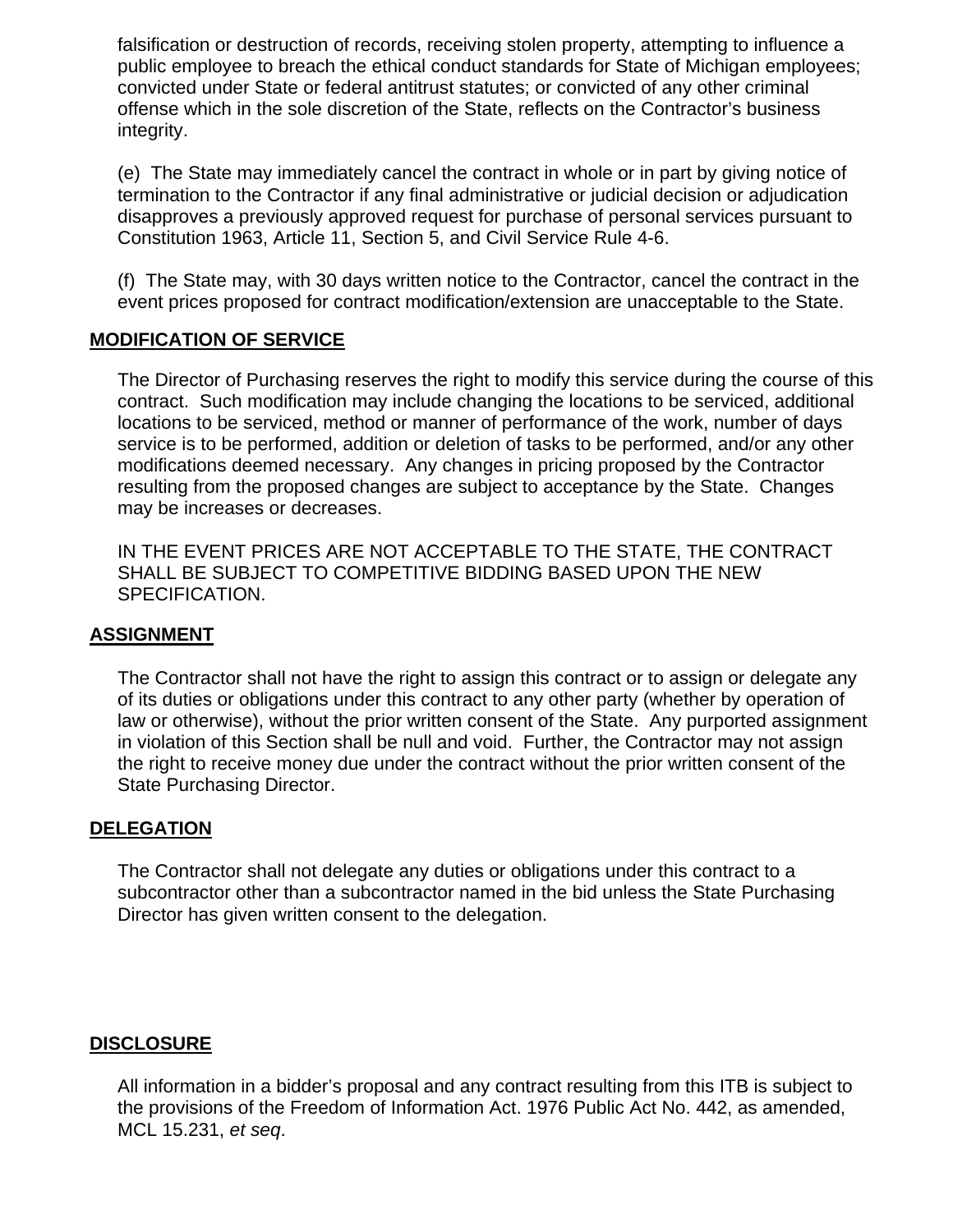falsification or destruction of records, receiving stolen property, attempting to influence a public employee to breach the ethical conduct standards for State of Michigan employees; convicted under State or federal antitrust statutes; or convicted of any other criminal offense which in the sole discretion of the State, reflects on the Contractor's business integrity.

(e) The State may immediately cancel the contract in whole or in part by giving notice of termination to the Contractor if any final administrative or judicial decision or adjudication disapproves a previously approved request for purchase of personal services pursuant to Constitution 1963, Article 11, Section 5, and Civil Service Rule 4-6.

(f) The State may, with 30 days written notice to the Contractor, cancel the contract in the event prices proposed for contract modification/extension are unacceptable to the State.

**MODIFICATION OF SERVICE**

The Director of Purchasing reserves the right to modify this service during the course of this contract. Such modification may include changing the locations to be serviced, additional locations to be serviced, method or manner of performance of the work, number of days service is to be performed, addition or deletion of tasks to be performed, and/or any other modifications deemed necessary. Any changes in pricing proposed by the Contractor resulting from the proposed changes are subject to acceptance by the State. Changes may be increases or decreases.

IN THE EVENT PRICES ARE NOT ACCEPTABLE TO THE STATE, THE CONTRACT SHALL BE SUBJECT TO COMPETITIVE BIDDING BASED UPON THE NEW SPECIFICATION.

**ASSIGNMENT**

The Contractor shall not have the right to assign this contract or to assign or delegate any of its duties or obligations under this contract to any other party (whether by operation of law or otherwise), without the prior written consent of the State. Any purported assignment in violation of this Section shall be null and void. Further, the Contractor may not assign the right to receive money due under the contract without the prior written consent of the State Purchasing Director.

**DELEGATION**

The Contractor shall not delegate any duties or obligations under this contract to a subcontractor other than a subcontractor named in the bid unless the State Purchasing Director has given written consent to the delegation.

**DISCLOSURE**

All information in a bidder's proposal and any contract resulting from this ITB is subject to the provisions of the Freedom of Information Act. 1976 Public Act No. 442, as amended, MCL 15.231, *et seq*.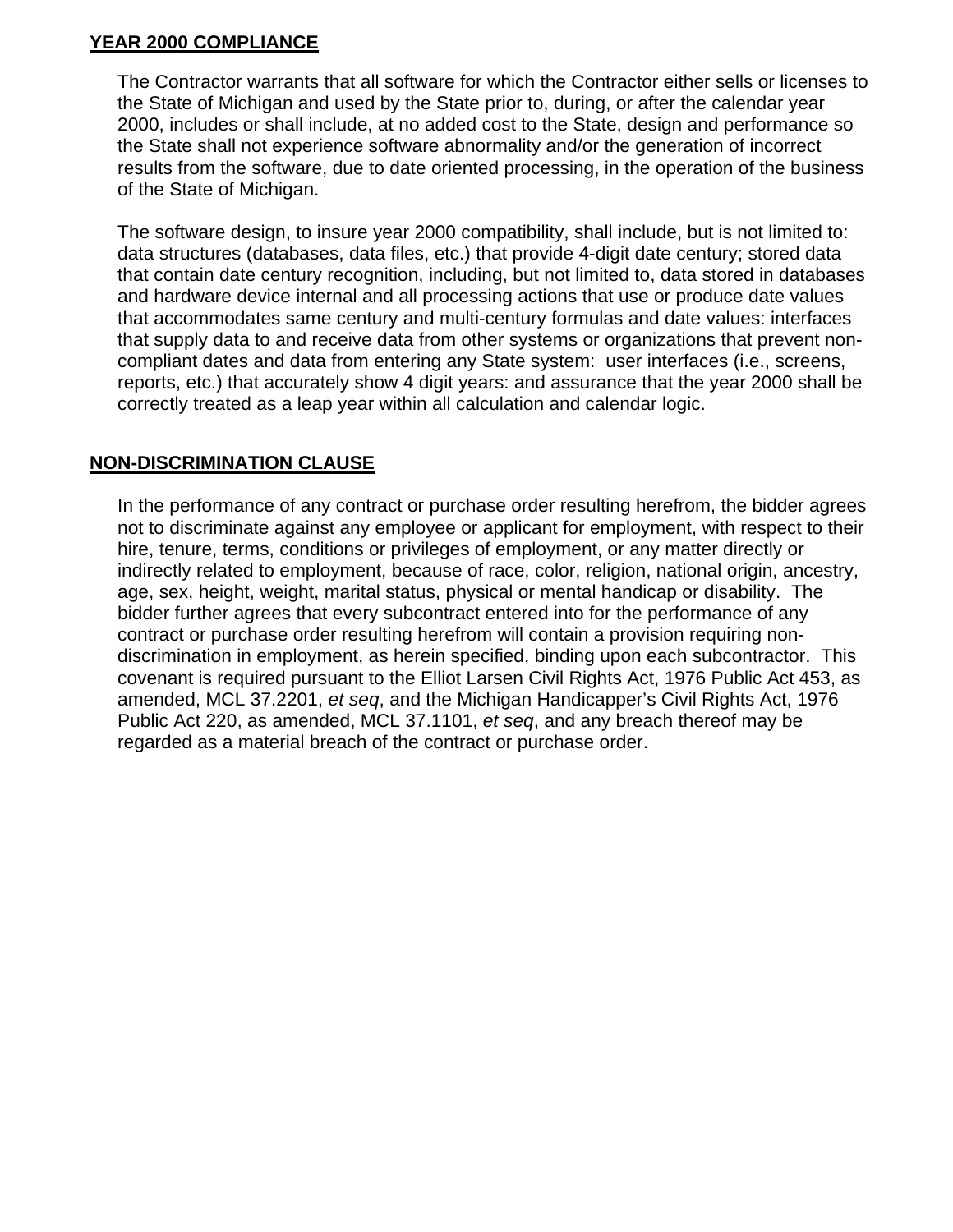## YEAR 2000 COMPLIANCE

The Contractor warrants that all software for which the Contractor either sells or licenses to the State of Michigan and used by the State prior to, during, or after the calendar year 2000, includes or shall include, at no added cost to the State, design and performance so the State shall not experience software abnormality and/or the generation of incorrect results from the software, due to date oriented processing, in the operation of the business of the State of Michigan.

The software design, to insure year 2000 compatibility, shall include, but is not limited to: data structures (databases, data files, etc.) that provide 4-digit date century; stored data that contain date century recognition, including, but not limited to, data stored in databases and hardware device internal and all processing actions that use or produce date values that accommodates same century and multi-century formulas and date values: interfaces that supply data to and receive data from other systems or organizations that prevent non-compliant dates and data from entering any State system: user interfaces (i.e., screens, reports, etc.) that accurately show 4 digit years: and assurance that the year 2000 shall be correctly treated as a leap year within all calculation and calendar logic.

## NON-DISCRIMINATION CLAUSE

In the performance of any contract or purchase order resulting herefrom, the bidder agrees not to discriminate against any employee or applicant for employment, with respect to their hire, tenure, terms, conditions or privileges of employment, or any matter directly or indirectly related to employment, because of race, color, religion, national origin, ancestry, age, sex, height, weight, marital status, physical or mental handicap or disability. The bidder further agrees that every subcontract entered into for the performance of any contract or purchase order resulting herefrom will contain a provision requiring non-discrimination in employment, as herein specified, binding upon each subcontractor. This covenant is required pursuant to the Elliot Larsen Civil Rights Act, 1976 Public Act 453, as amended, MCL 37.2201, *et seq*, and the Michigan Handicapper's Civil Rights Act, 1976 Public Act 220, as amended, MCL 37.1101, *et seq*, and any breach thereof may be regarded as a material breach of the contract or purchase order.